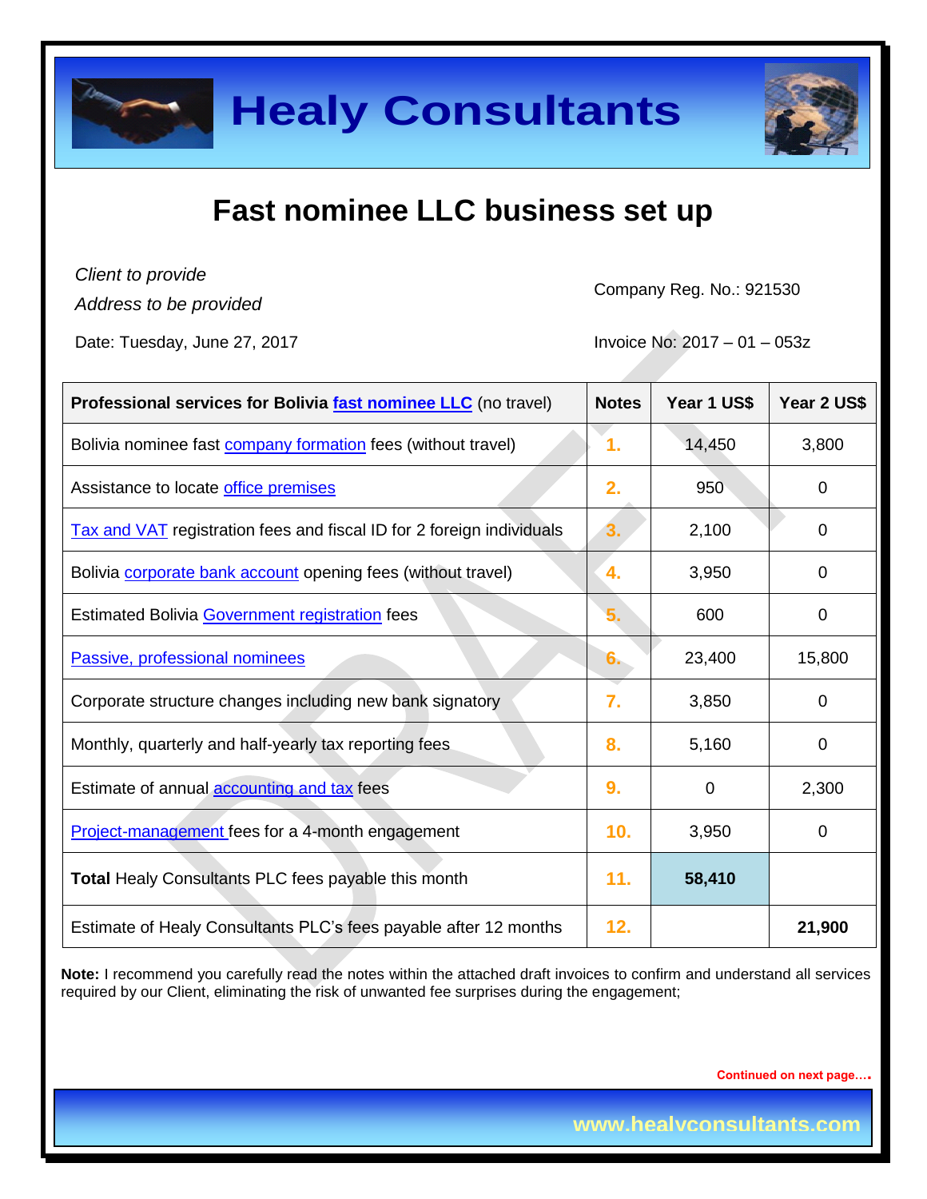# Healy Consultants

## Fast nominee LLC business set up

*Client to provide*
*Address to be provided*

Company Reg. No.: 921530

Date: Tuesday, June 27, 2017

Invoice No: 2017 – 01 – 053z

| **Professional services for Bolivia fast nominee LLC** (no travel) | **Notes** | **Year 1 US$** | **Year 2 US$** |
|---|---|---|---|
| Bolivia nominee fast company formation fees (without travel) | 1. | 14,450 | 3,800 |
| Assistance to locate office premises | 2. | 950 | 0 |
| Tax and VAT registration fees and fiscal ID for 2 foreign individuals | 3. | 2,100 | 0 |
| Bolivia corporate bank account opening fees (without travel) | 4. | 3,950 | 0 |
| Estimated Bolivia Government registration fees | 5. | 600 | 0 |
| Passive, professional nominees | 6. | 23,400 | 15,800 |
| Corporate structure changes including new bank signatory | 7. | 3,850 | 0 |
| Monthly, quarterly and half-yearly tax reporting fees | 8. | 5,160 | 0 |
| Estimate of annual accounting and tax fees | 9. | 0 | 2,300 |
| Project-management fees for a 4-month engagement | 10. | 3,950 | 0 |
| **Total** Healy Consultants PLC fees payable this month | 11. | **58,410** | |
| Estimate of Healy Consultants PLC's fees payable after 12 months | 12. | | **21,900** |

**Note:** I recommend you carefully read the notes within the attached draft invoices to confirm and understand all services required by our Client, eliminating the risk of unwanted fee surprises during the engagement;

Continued on next page….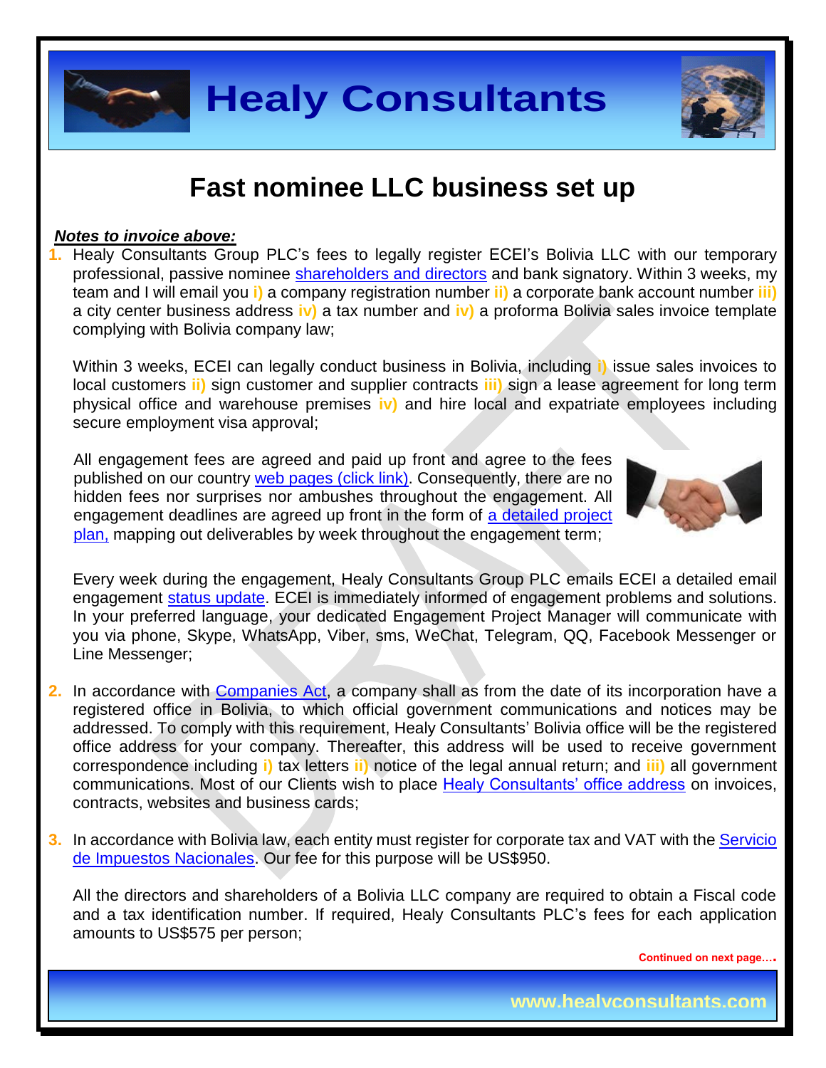# Fast nominee LLC business set up

***Notes to invoice above:***

1. Healy Consultants Group PLC's fees to legally register ECEI's Bolivia LLC with our temporary professional, passive nominee shareholders and directors and bank signatory. Within 3 weeks, my team and I will email you **i)** a company registration number **ii)** a corporate bank account number **iii)** a city center business address **iv)** a tax number and **iv)** a proforma Bolivia sales invoice template complying with Bolivia company law;

   Within 3 weeks, ECEI can legally conduct business in Bolivia, including **i)** issue sales invoices to local customers **ii)** sign customer and supplier contracts **iii)** sign a lease agreement for long term physical office and warehouse premises **iv)** and hire local and expatriate employees including secure employment visa approval;

   All engagement fees are agreed and paid up front and agree to the fees published on our country web pages (click link). Consequently, there are no hidden fees nor surprises nor ambushes throughout the engagement. All engagement deadlines are agreed up front in the form of a detailed project plan, mapping out deliverables by week throughout the engagement term;

   Every week during the engagement, Healy Consultants Group PLC emails ECEI a detailed email engagement status update. ECEI is immediately informed of engagement problems and solutions. In your preferred language, your dedicated Engagement Project Manager will communicate with you via phone, Skype, WhatsApp, Viber, sms, WeChat, Telegram, QQ, Facebook Messenger or Line Messenger;

2. In accordance with Companies Act, a company shall as from the date of its incorporation have a registered office in Bolivia, to which official government communications and notices may be addressed. To comply with this requirement, Healy Consultants' Bolivia office will be the registered office address for your company. Thereafter, this address will be used to receive government correspondence including **i)** tax letters **ii)** notice of the legal annual return; and **iii)** all government communications. Most of our Clients wish to place Healy Consultants' office address on invoices, contracts, websites and business cards;

3. In accordance with Bolivia law, each entity must register for corporate tax and VAT with the Servicio de Impuestos Nacionales. Our fee for this purpose will be US$950.

   All the directors and shareholders of a Bolivia LLC company are required to obtain a Fiscal code and a tax identification number. If required, Healy Consultants PLC's fees for each application amounts to US$575 per person;

**Continued on next page….**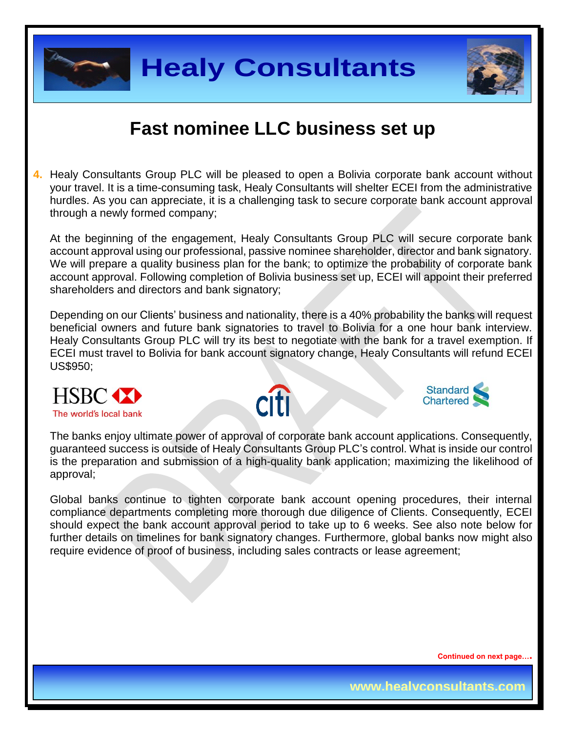# Fast nominee LLC business set up

4. Healy Consultants Group PLC will be pleased to open a Bolivia corporate bank account without your travel. It is a time-consuming task, Healy Consultants will shelter ECEI from the administrative hurdles. As you can appreciate, it is a challenging task to secure corporate bank account approval through a newly formed company;

   At the beginning of the engagement, Healy Consultants Group PLC will secure corporate bank account approval using our professional, passive nominee shareholder, director and bank signatory. We will prepare a quality business plan for the bank; to optimize the probability of corporate bank account approval. Following completion of Bolivia business set up, ECEI will appoint their preferred shareholders and directors and bank signatory;

   Depending on our Clients' business and nationality, there is a 40% probability the banks will request beneficial owners and future bank signatories to travel to Bolivia for a one hour bank interview. Healy Consultants Group PLC will try its best to negotiate with the bank for a travel exemption. If ECEI must travel to Bolivia for bank account signatory change, Healy Consultants will refund ECEI US$950;

   The banks enjoy ultimate power of approval of corporate bank account applications. Consequently, guaranteed success is outside of Healy Consultants Group PLC's control. What is inside our control is the preparation and submission of a high-quality bank application; maximizing the likelihood of approval;

   Global banks continue to tighten corporate bank account opening procedures, their internal compliance departments completing more thorough due diligence of Clients. Consequently, ECEI should expect the bank account approval period to take up to 6 weeks. See also note below for further details on timelines for bank signatory changes. Furthermore, global banks now might also require evidence of proof of business, including sales contracts or lease agreement;

Continued on next page….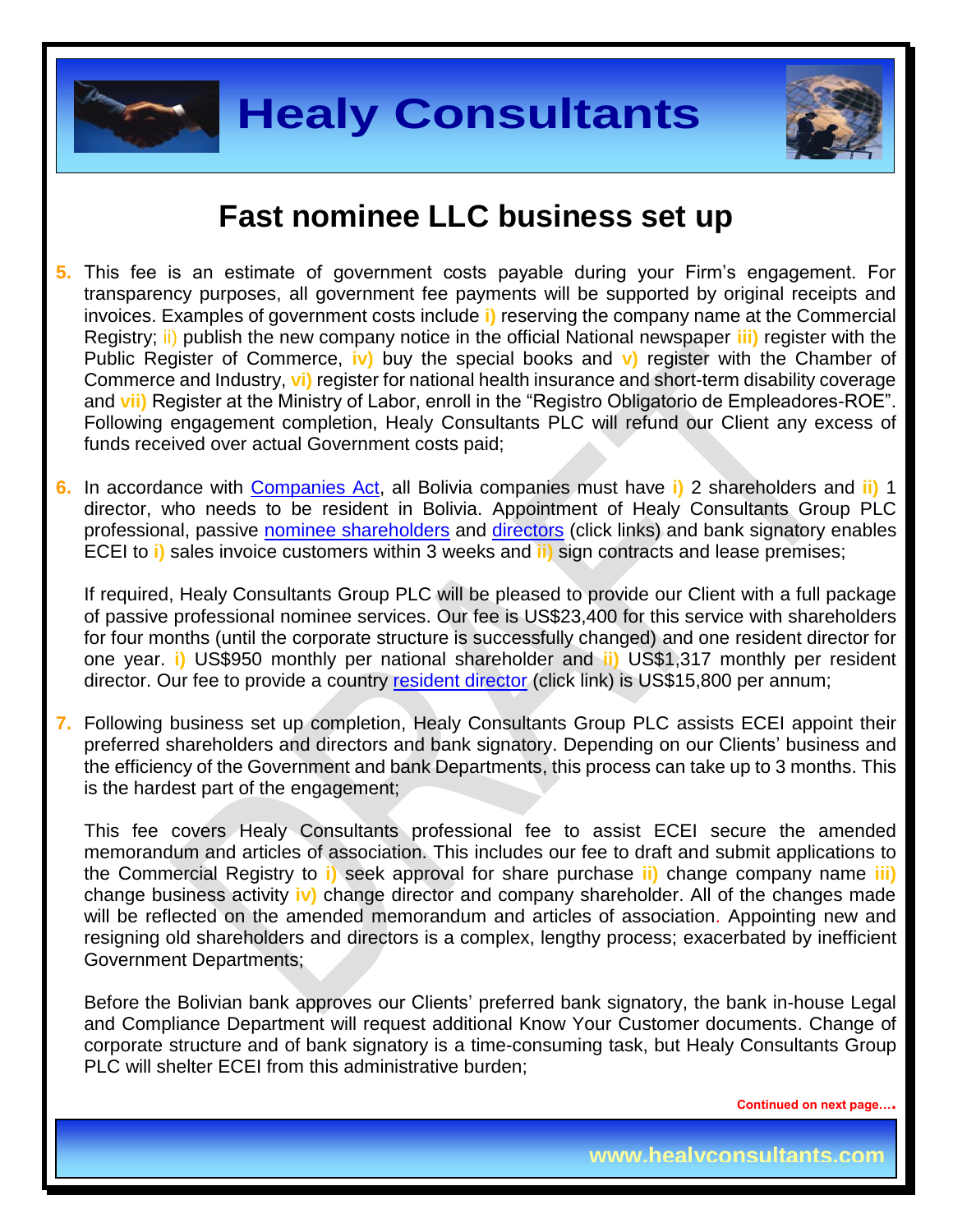## Fast nominee LLC business set up

5. This fee is an estimate of government costs payable during your Firm's engagement. For transparency purposes, all government fee payments will be supported by original receipts and invoices. Examples of government costs include i) reserving the company name at the Commercial Registry; ii) publish the new company notice in the official National newspaper iii) register with the Public Register of Commerce, iv) buy the special books and v) register with the Chamber of Commerce and Industry, vi) register for national health insurance and short-term disability coverage and vii) Register at the Ministry of Labor, enroll in the "Registro Obligatorio de Empleadores-ROE". Following engagement completion, Healy Consultants PLC will refund our Client any excess of funds received over actual Government costs paid;

6. In accordance with Companies Act, all Bolivia companies must have i) 2 shareholders and ii) 1 director, who needs to be resident in Bolivia. Appointment of Healy Consultants Group PLC professional, passive nominee shareholders and directors (click links) and bank signatory enables ECEI to i) sales invoice customers within 3 weeks and ii) sign contracts and lease premises;

   If required, Healy Consultants Group PLC will be pleased to provide our Client with a full package of passive professional nominee services. Our fee is US$23,400 for this service with shareholders for four months (until the corporate structure is successfully changed) and one resident director for one year. i) US$950 monthly per national shareholder and ii) US$1,317 monthly per resident director. Our fee to provide a country resident director (click link) is US$15,800 per annum;

7. Following business set up completion, Healy Consultants Group PLC assists ECEI appoint their preferred shareholders and directors and bank signatory. Depending on our Clients' business and the efficiency of the Government and bank Departments, this process can take up to 3 months. This is the hardest part of the engagement;

   This fee covers Healy Consultants professional fee to assist ECEI secure the amended memorandum and articles of association. This includes our fee to draft and submit applications to the Commercial Registry to i) seek approval for share purchase ii) change company name iii) change business activity iv) change director and company shareholder. All of the changes made will be reflected on the amended memorandum and articles of association. Appointing new and resigning old shareholders and directors is a complex, lengthy process; exacerbated by inefficient Government Departments;

   Before the Bolivian bank approves our Clients' preferred bank signatory, the bank in-house Legal and Compliance Department will request additional Know Your Customer documents. Change of corporate structure and of bank signatory is a time-consuming task, but Healy Consultants Group PLC will shelter ECEI from this administrative burden;

**Continued on next page….**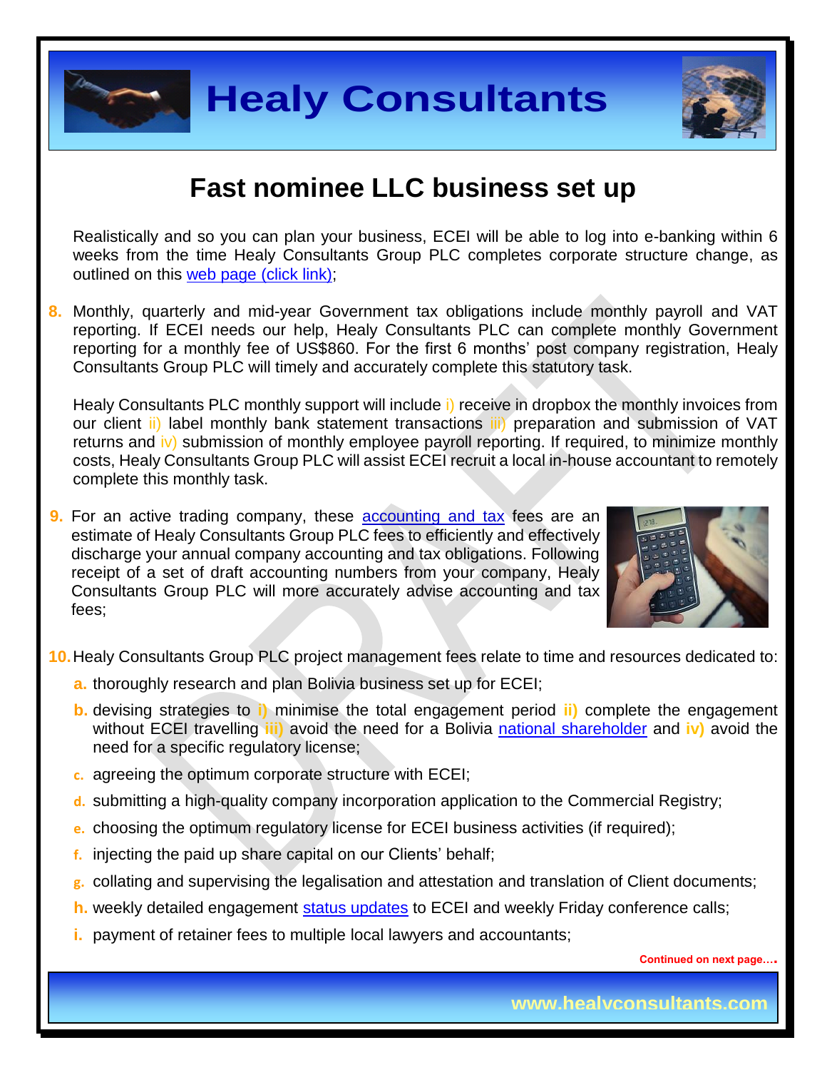# Fast nominee LLC business set up

Realistically and so you can plan your business, ECEI will be able to log into e-banking within 6 weeks from the time Healy Consultants Group PLC completes corporate structure change, as outlined on this web page (click link);

8. Monthly, quarterly and mid-year Government tax obligations include monthly payroll and VAT reporting. If ECEI needs our help, Healy Consultants PLC can complete monthly Government reporting for a monthly fee of US$860. For the first 6 months' post company registration, Healy Consultants Group PLC will timely and accurately complete this statutory task.

   Healy Consultants PLC monthly support will include i) receive in dropbox the monthly invoices from our client ii) label monthly bank statement transactions iii) preparation and submission of VAT returns and iv) submission of monthly employee payroll reporting. If required, to minimize monthly costs, Healy Consultants Group PLC will assist ECEI recruit a local in-house accountant to remotely complete this monthly task.

9. For an active trading company, these accounting and tax fees are an estimate of Healy Consultants Group PLC fees to efficiently and effectively discharge your annual company accounting and tax obligations. Following receipt of a set of draft accounting numbers from your company, Healy Consultants Group PLC will more accurately advise accounting and tax fees;

10. Healy Consultants Group PLC project management fees relate to time and resources dedicated to:
    a. thoroughly research and plan Bolivia business set up for ECEI;
    b. devising strategies to i) minimise the total engagement period ii) complete the engagement without ECEI travelling iii) avoid the need for a Bolivia national shareholder and iv) avoid the need for a specific regulatory license;
    c. agreeing the optimum corporate structure with ECEI;
    d. submitting a high-quality company incorporation application to the Commercial Registry;
    e. choosing the optimum regulatory license for ECEI business activities (if required);
    f. injecting the paid up share capital on our Clients' behalf;
    g. collating and supervising the legalisation and attestation and translation of Client documents;
    h. weekly detailed engagement status updates to ECEI and weekly Friday conference calls;
    i. payment of retainer fees to multiple local lawyers and accountants;

**Continued on next page….**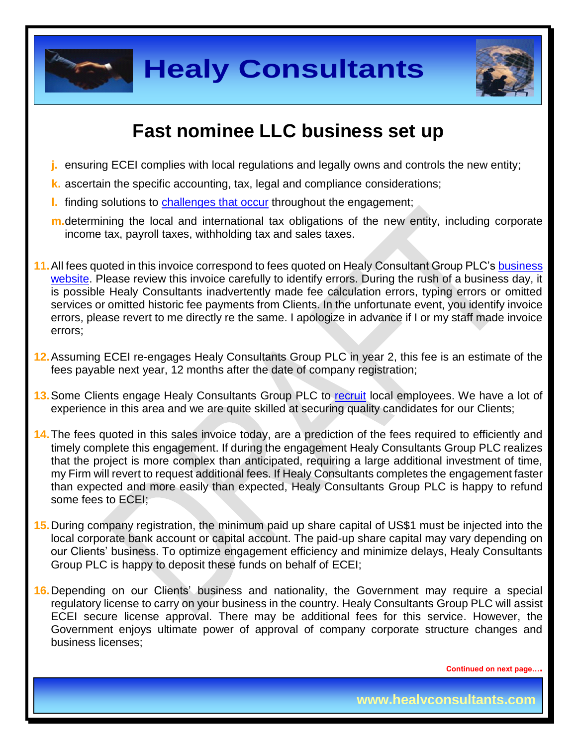## Fast nominee LLC business set up

j. ensuring ECEI complies with local regulations and legally owns and controls the new entity;

k. ascertain the specific accounting, tax, legal and compliance considerations;

l. finding solutions to challenges that occur throughout the engagement;

m. determining the local and international tax obligations of the new entity, including corporate income tax, payroll taxes, withholding tax and sales taxes.

11. All fees quoted in this invoice correspond to fees quoted on Healy Consultant Group PLC's business website. Please review this invoice carefully to identify errors. During the rush of a business day, it is possible Healy Consultants inadvertently made fee calculation errors, typing errors or omitted services or omitted historic fee payments from Clients. In the unfortunate event, you identify invoice errors, please revert to me directly re the same. I apologize in advance if I or my staff made invoice errors;

12. Assuming ECEI re-engages Healy Consultants Group PLC in year 2, this fee is an estimate of the fees payable next year, 12 months after the date of company registration;

13. Some Clients engage Healy Consultants Group PLC to recruit local employees. We have a lot of experience in this area and we are quite skilled at securing quality candidates for our Clients;

14. The fees quoted in this sales invoice today, are a prediction of the fees required to efficiently and timely complete this engagement. If during the engagement Healy Consultants Group PLC realizes that the project is more complex than anticipated, requiring a large additional investment of time, my Firm will revert to request additional fees. If Healy Consultants completes the engagement faster than expected and more easily than expected, Healy Consultants Group PLC is happy to refund some fees to ECEI;

15. During company registration, the minimum paid up share capital of US$1 must be injected into the local corporate bank account or capital account. The paid-up share capital may vary depending on our Clients' business. To optimize engagement efficiency and minimize delays, Healy Consultants Group PLC is happy to deposit these funds on behalf of ECEI;

16. Depending on our Clients' business and nationality, the Government may require a special regulatory license to carry on your business in the country. Healy Consultants Group PLC will assist ECEI secure license approval. There may be additional fees for this service. However, the Government enjoys ultimate power of approval of company corporate structure changes and business licenses;

Continued on next page….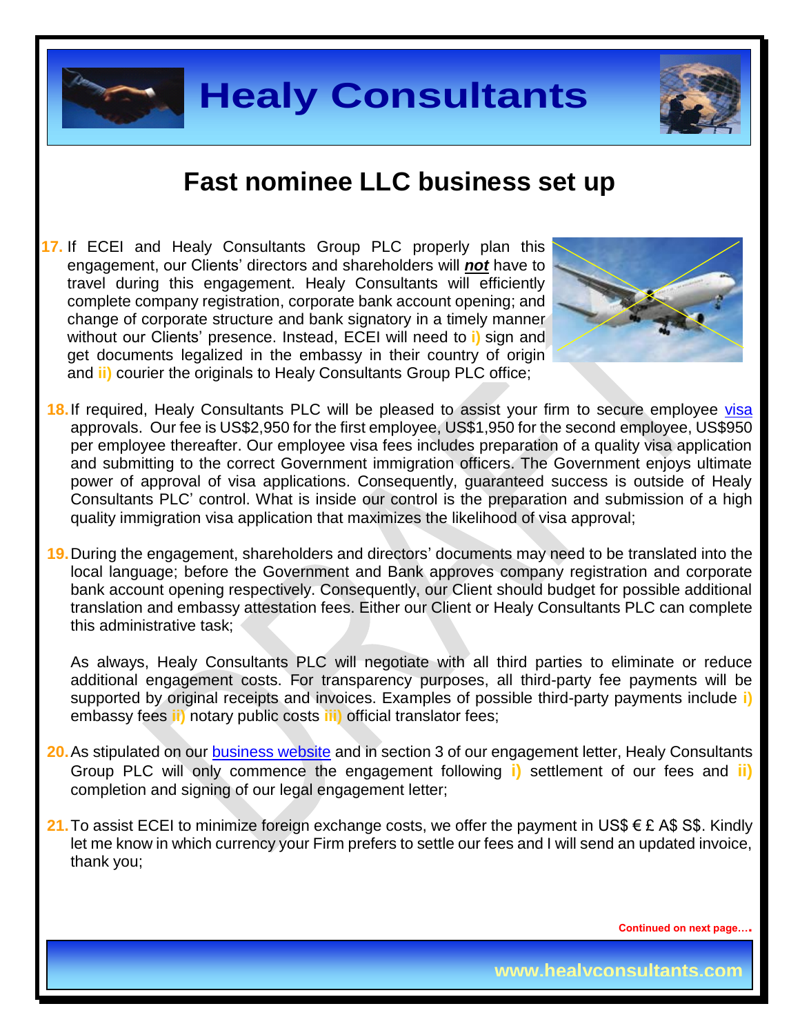# Fast nominee LLC business set up

17. If ECEI and Healy Consultants Group PLC properly plan this engagement, our Clients' directors and shareholders will ***not*** have to travel during this engagement. Healy Consultants will efficiently complete company registration, corporate bank account opening; and change of corporate structure and bank signatory in a timely manner without our Clients' presence. Instead, ECEI will need to **i)** sign and get documents legalized in the embassy in their country of origin and **ii)** courier the originals to Healy Consultants Group PLC office;

18. If required, Healy Consultants PLC will be pleased to assist your firm to secure employee visa approvals. Our fee is US$2,950 for the first employee, US$1,950 for the second employee, US$950 per employee thereafter. Our employee visa fees includes preparation of a quality visa application and submitting to the correct Government immigration officers. The Government enjoys ultimate power of approval of visa applications. Consequently, guaranteed success is outside of Healy Consultants PLC' control. What is inside our control is the preparation and submission of a high quality immigration visa application that maximizes the likelihood of visa approval;

19. During the engagement, shareholders and directors' documents may need to be translated into the local language; before the Government and Bank approves company registration and corporate bank account opening respectively. Consequently, our Client should budget for possible additional translation and embassy attestation fees. Either our Client or Healy Consultants PLC can complete this administrative task;

    As always, Healy Consultants PLC will negotiate with all third parties to eliminate or reduce additional engagement costs. For transparency purposes, all third-party fee payments will be supported by original receipts and invoices. Examples of possible third-party payments include **i)** embassy fees **ii)** notary public costs **iii)** official translator fees;

20. As stipulated on our business website and in section 3 of our engagement letter, Healy Consultants Group PLC will only commence the engagement following **i)** settlement of our fees and **ii)** completion and signing of our legal engagement letter;

21. To assist ECEI to minimize foreign exchange costs, we offer the payment in US$ € £ A$ S$. Kindly let me know in which currency your Firm prefers to settle our fees and I will send an updated invoice, thank you;

**Continued on next page….**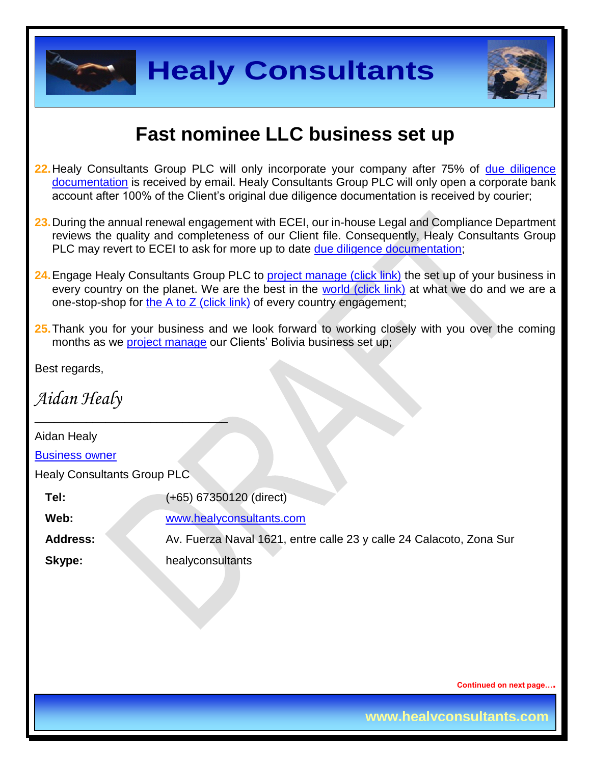## Fast nominee LLC business set up

22. Healy Consultants Group PLC will only incorporate your company after 75% of due diligence documentation is received by email. Healy Consultants Group PLC will only open a corporate bank account after 100% of the Client's original due diligence documentation is received by courier;

23. During the annual renewal engagement with ECEI, our in-house Legal and Compliance Department reviews the quality and completeness of our Client file. Consequently, Healy Consultants Group PLC may revert to ECEI to ask for more up to date due diligence documentation;

24. Engage Healy Consultants Group PLC to project manage (click link) the set up of your business in every country on the planet. We are the best in the world (click link) at what we do and we are a one-stop-shop for the A to Z (click link) of every country engagement;

25. Thank you for your business and we look forward to working closely with you over the coming months as we project manage our Clients' Bolivia business set up;

Best regards,

*Aidan Healy*

______________________________

Aidan Healy

Business owner

Healy Consultants Group PLC

| | |
|---|---|
| **Tel:** | (+65) 67350120 (direct) |
| **Web:** | www.healyconsultants.com |
| **Address:** | Av. Fuerza Naval 1621, entre calle 23 y calle 24 Calacoto, Zona Sur |
| **Skype:** | healyconsultants |

Continued on next page….